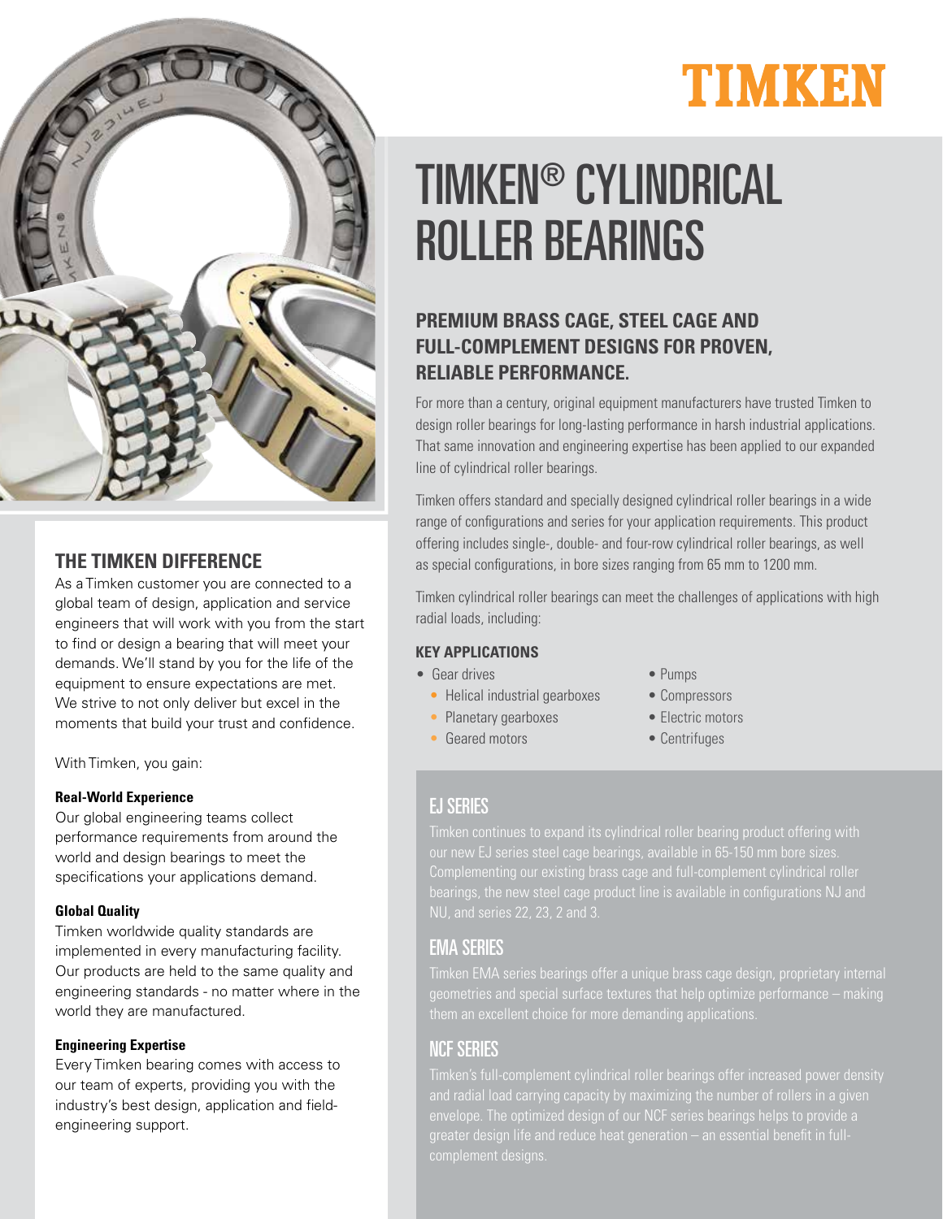TIMKEN

# TIMKEN® CYLINDRICAL ROLLER BEARINGS

## PREMIUM BRASS CAGE, STEEL CAGE AND FULL-COMPLEMENT DESIGNS FOR PROVEN, RELIABLE PERFORMANCE.

For more than a century, original equipment manufacturers have trusted Timken to design roller bearings for long-lasting performance in harsh industrial applications. That same innovation and engineering expertise has been applied to our expanded line of cylindrical roller bearings.

Timken offers standard and specially designed cylindrical roller bearings in a wide range of configurations and series for your application requirements. This product offering includes single-, double- and four-row cylindrical roller bearings, as well as special configurations, in bore sizes ranging from 65 mm to 1200 mm.

Timken cylindrical roller bearings can meet the challenges of applications with high radial loads, including:

### KEY APPLICATIONS

- Gear drives
  - Helical industrial gearboxes
  - Planetary gearboxes
  - Geared motors
- Pumps
- Compressors
- Electric motors
- Centrifuges

## EJ SERIES

Timken continues to expand its cylindrical roller bearing product offering with our new EJ series steel cage bearings, available in 65-150 mm bore sizes. Complementing our existing brass cage and full-complement cylindrical roller bearings, the new steel cage product line is available in configurations NJ and NU, and series 22, 23, 2 and 3.

## EMA SERIES

Timken EMA series bearings offer a unique brass cage design, proprietary internal geometries and special surface textures that help optimize performance – making them an excellent choice for more demanding applications.

## NCF SERIES

Timken's full-complement cylindrical roller bearings offer increased power density and radial load carrying capacity by maximizing the number of rollers in a given envelope. The optimized design of our NCF series bearings helps to provide a greater design life and reduce heat generation – an essential benefit in full-complement designs.

## THE TIMKEN DIFFERENCE

As a Timken customer you are connected to a global team of design, application and service engineers that will work with you from the start to find or design a bearing that will meet your demands. We'll stand by you for the life of the equipment to ensure expectations are met. We strive to not only deliver but excel in the moments that build your trust and confidence.

With Timken, you gain:

**Real-World Experience**
Our global engineering teams collect performance requirements from around the world and design bearings to meet the specifications your applications demand.

**Global Quality**
Timken worldwide quality standards are implemented in every manufacturing facility. Our products are held to the same quality and engineering standards - no matter where in the world they are manufactured.

**Engineering Expertise**
Every Timken bearing comes with access to our team of experts, providing you with the industry's best design, application and field-engineering support.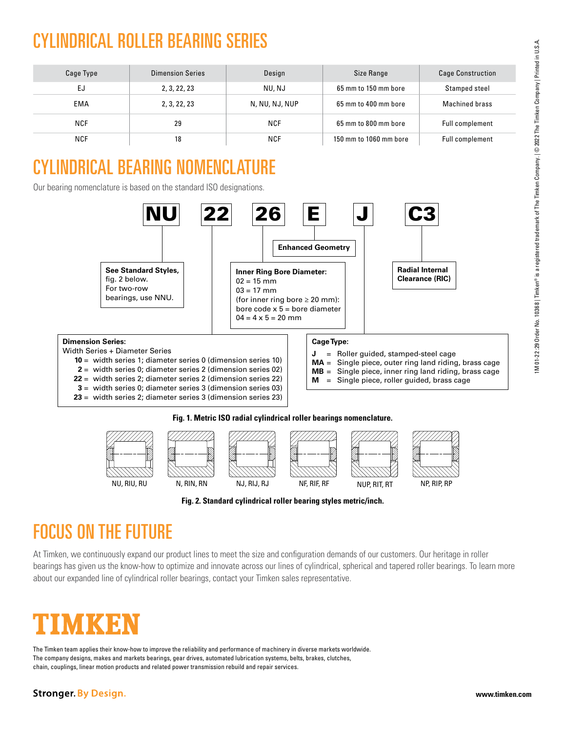# CYLINDRICAL ROLLER BEARING SERIES

| Cage Type | Dimension Series | Design | Size Range | Cage Construction |
|---|---|---|---|---|
| EJ | 2, 3, 22, 23 | NU, NJ | 65 mm to 150 mm bore | Stamped steel |
| EMA | 2, 3, 22, 23 | N, NU, NJ, NUP | 65 mm to 400 mm bore | Machined brass |
| NCF | 29 | NCF | 65 mm to 800 mm bore | Full complement |
| NCF | 18 | NCF | 150 mm to 1060 mm bore | Full complement |

# CYLINDRICAL BEARING NOMENCLATURE

Our bearing nomenclature is based on the standard ISO designations.

**NU** **22** **26** **E** **J** **C3**

**NU** – **See Standard Styles,** fig. 2 below. For two-row bearings, use NNU.

**22** – **Dimension Series:**
Width Series + Diameter Series
- **10** = width series 1; diameter series 0 (dimension series 10)
- **2** = width series 0; diameter series 2 (dimension series 02)
- **22** = width series 2; diameter series 2 (dimension series 22)
- **3** = width series 0; diameter series 3 (dimension series 03)
- **23** = width series 2; diameter series 3 (dimension series 23)

**26** – **Inner Ring Bore Diameter:**
02 = 15 mm
03 = 17 mm
(for inner ring bore ≥ 20 mm):
bore code x 5 = bore diameter
04 = 4 x 5 = 20 mm

**E** – **Enhanced Geometry**

**J** – **Cage Type:**
- **J** = Roller guided, stamped-steel cage
- **MA** = Single piece, outer ring land riding, brass cage
- **MB** = Single piece, inner ring land riding, brass cage
- **M** = Single piece, roller guided, brass cage

**C3** – **Radial Internal Clearance (RIC)**

**Fig. 1. Metric ISO radial cylindrical roller bearings nomenclature.**

NU, RIU, RU N, RIN, RN NJ, RIJ, RJ NF, RIF, RF NUP, RIT, RT NP, RIP, RP

**Fig. 2. Standard cylindrical roller bearing styles metric/inch.**

# FOCUS ON THE FUTURE

At Timken, we continuously expand our product lines to meet the size and configuration demands of our customers. Our heritage in roller bearings has given us the know-how to optimize and innovate across our lines of cylindrical, spherical and tapered roller bearings. To learn more about our expanded line of cylindrical roller bearings, contact your Timken sales representative.

**TIMKEN**

The Timken team applies their know-how to improve the reliability and performance of machinery in diverse markets worldwide. The company designs, makes and markets bearings, gear drives, automated lubrication systems, belts, brakes, clutches, chain, couplings, linear motion products and related power transmission rebuild and repair services.

**Stronger.** By Design.

www.timken.com

1M 01-22 :29 Order No. 10368 | Timken® is a registered trademark of The Timken Company. | © 2022 The Timken Company | Printed in U.S.A.